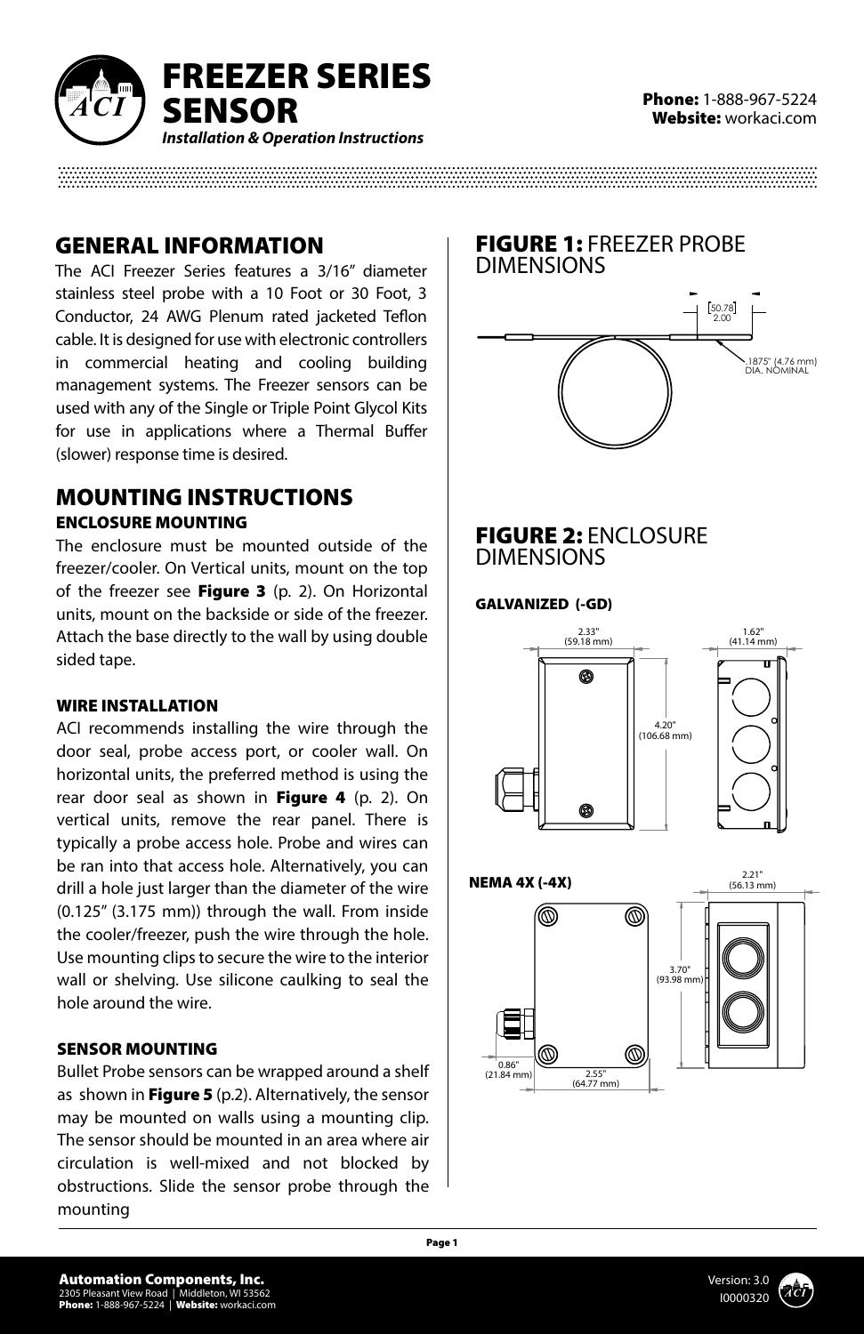# FREEZER SERIES SENSOR

***Installation & Operation Instructions***

**Phone:** 1-888-967-5224
**Website:** workaci.com

## GENERAL INFORMATION

The ACI Freezer Series features a 3/16” diameter stainless steel probe with a 10 Foot or 30 Foot, 3 Conductor, 24 AWG Plenum rated jacketed Teflon cable. It is designed for use with electronic controllers in commercial heating and cooling building management systems. The Freezer sensors can be used with any of the Single or Triple Point Glycol Kits for use in applications where a Thermal Buffer (slower) response time is desired.

## MOUNTING INSTRUCTIONS

### ENCLOSURE MOUNTING

The enclosure must be mounted outside of the freezer/cooler. On Vertical units, mount on the top of the freezer see **Figure 3** (p. 2). On Horizontal units, mount on the backside or side of the freezer. Attach the base directly to the wall by using double sided tape.

### WIRE INSTALLATION

ACI recommends installing the wire through the door seal, probe access port, or cooler wall. On horizontal units, the preferred method is using the rear door seal as shown in **Figure 4** (p. 2). On vertical units, remove the rear panel. There is typically a probe access hole. Probe and wires can be ran into that access hole. Alternatively, you can drill a hole just larger than the diameter of the wire (0.125” (3.175 mm)) through the wall. From inside the cooler/freezer, push the wire through the hole. Use mounting clips to secure the wire to the interior wall or shelving. Use silicone caulking to seal the hole around the wire.

### SENSOR MOUNTING

Bullet Probe sensors can be wrapped around a shelf as shown in **Figure 5** (p.2). Alternatively, the sensor may be mounted on walls using a mounting clip. The sensor should be mounted in an area where air circulation is well-mixed and not blocked by obstructions. Slide the sensor probe through the mounting

## FIGURE 1: FREEZER PROBE DIMENSIONS

[50.78] 2.00

.1875" (4.76 mm) DIA. NOMINAL

## FIGURE 2: ENCLOSURE DIMENSIONS

**GALVANIZED (-GD)**

2.33" (59.18 mm)

1.62" (41.14 mm)

4.20" (106.68 mm)

**NEMA 4X (-4X)**

2.21" (56.13 mm)

3.70" (93.98 mm)

0.86" (21.84 mm)

2.55" (64.77 mm)

**Automation Components, Inc.**
2305 Pleasant View Road | Middleton, WI 53562
**Phone:** 1-888-967-5224 | **Website:** workaci.com

Version: 3.0
I0000320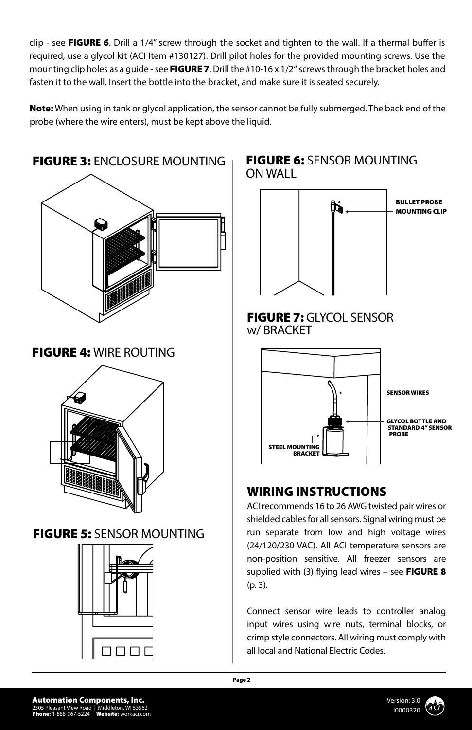clip - see **FIGURE 6**. Drill a 1/4" screw through the socket and tighten to the wall. If a thermal buffer is required, use a glycol kit (ACI Item #130127). Drill pilot holes for the provided mounting screws. Use the mounting clip holes as a guide - see **FIGURE 7**. Drill the #10-16 x 1/2" screws through the bracket holes and fasten it to the wall. Insert the bottle into the bracket, and make sure it is seated securely.

**Note:** When using in tank or glycol application, the sensor cannot be fully submerged. The back end of the probe (where the wire enters), must be kept above the liquid.

**FIGURE 3:** ENCLOSURE MOUNTING

**FIGURE 4:** WIRE ROUTING

**FIGURE 5:** SENSOR MOUNTING

**FIGURE 6:** SENSOR MOUNTING ON WALL

BULLET PROBE
MOUNTING CLIP

**FIGURE 7:** GLYCOL SENSOR w/ BRACKET

SENSOR WIRES
GLYCOL BOTTLE AND STANDARD 4" SENSOR PROBE
STEEL MOUNTING BRACKET

## WIRING INSTRUCTIONS

ACI recommends 16 to 26 AWG twisted pair wires or shielded cables for all sensors. Signal wiring must be run separate from low and high voltage wires (24/120/230 VAC). All ACI temperature sensors are non-position sensitive. All freezer sensors are supplied with (3) flying lead wires – see **FIGURE 8** (p. 3).

Connect sensor wire leads to controller analog input wires using wire nuts, terminal blocks, or crimp style connectors. All wiring must comply with all local and National Electric Codes.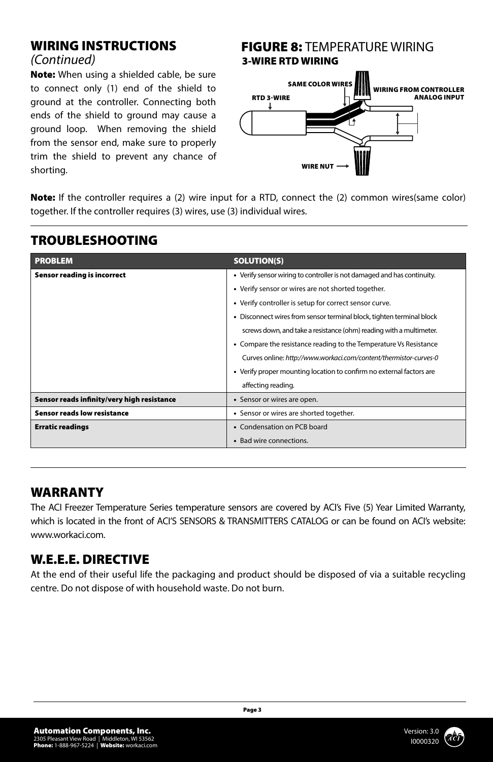## WIRING INSTRUCTIONS

*(Continued)*

**Note:** When using a shielded cable, be sure to connect only (1) end of the shield to ground at the controller. Connecting both ends of the shield to ground may cause a ground loop. When removing the shield from the sensor end, make sure to properly trim the shield to prevent any chance of shorting.

## FIGURE 8: TEMPERATURE WIRING

**3-WIRE RTD WIRING**

SAME COLOR WIRES

RTD 3-WIRE

WIRING FROM CONTROLLER ANALOG INPUT

WIRE NUT

**Note:** If the controller requires a (2) wire input for a RTD, connect the (2) common wires(same color) together. If the controller requires (3) wires, use (3) individual wires.

## TROUBLESHOOTING

| PROBLEM | SOLUTION(S) |
|---|---|
| **Sensor reading is incorrect** | • Verify sensor wiring to controller is not damaged and has continuity.<br>• Verify sensor or wires are not shorted together.<br>• Verify controller is setup for correct sensor curve.<br>• Disconnect wires from sensor terminal block, tighten terminal block screws down, and take a resistance (ohm) reading with a multimeter.<br>• Compare the resistance reading to the Temperature Vs Resistance Curves online: *http://www.workaci.com/content/thermistor-curves-0*<br>• Verify proper mounting location to confirm no external factors are affecting reading. |
| **Sensor reads infinity/very high resistance** | • Sensor or wires are open. |
| **Sensor reads low resistance** | • Sensor or wires are shorted together. |
| **Erratic readings** | • Condensation on PCB board<br>• Bad wire connections. |

## WARRANTY

The ACI Freezer Temperature Series temperature sensors are covered by ACI's Five (5) Year Limited Warranty, which is located in the front of ACI'S SENSORS & TRANSMITTERS CATALOG or can be found on ACI's website: www.workaci.com.

## W.E.E.E. DIRECTIVE

At the end of their useful life the packaging and product should be disposed of via a suitable recycling centre. Do not dispose of with household waste. Do not burn.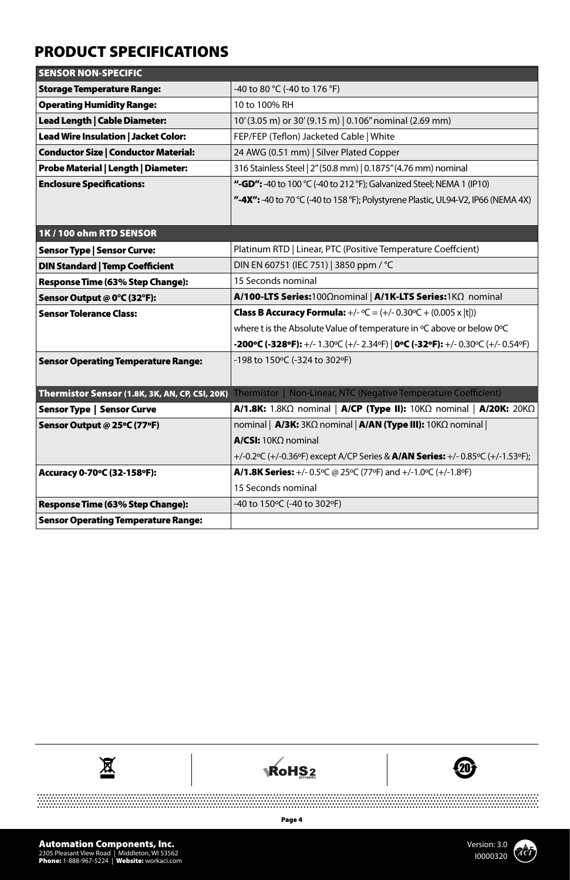# PRODUCT SPECIFICATIONS

| | |
|---|---|
| **SENSOR NON-SPECIFIC** | |
| **Storage Temperature Range:** | -40 to 80 °C (-40 to 176 °F) |
| **Operating Humidity Range:** | 10 to 100% RH |
| **Lead Length \| Cable Diameter:** | 10' (3.05 m) or 30' (9.15 m) \| 0.106" nominal (2.69 mm) |
| **Lead Wire Insulation \| Jacket Color:** | FEP/FEP (Teflon) Jacketed Cable \| White |
| **Conductor Size \| Conductor Material:** | 24 AWG (0.51 mm) \| Silver Plated Copper |
| **Probe Material \| Length \| Diameter:** | 316 Stainless Steel \| 2" (50.8 mm) \| 0.1875" (4.76 mm) nominal |
| **Enclosure Specifications:** | **"-GD":** -40 to 100 °C (-40 to 212 °F); Galvanized Steel; NEMA 1 (IP10)<br>**"-4X":** -40 to 70 °C (-40 to 158 °F); Polystyrene Plastic, UL94-V2, IP66 (NEMA 4X) |
| **1K / 100 ohm RTD SENSOR** | |
| **Sensor Type \| Sensor Curve:** | Platinum RTD \| Linear, PTC (Positive Temperature Coeffcient) |
| **DIN Standard \| Temp Coefficient** | DIN EN 60751 (IEC 751) \| 3850 ppm / °C |
| **Response Time (63% Step Change):** | 15 Seconds nominal |
| **Sensor Output @ 0°C (32°F):** | **A/100-LTS Series:** 100Ω nominal \| **A/1K-LTS Series:** 1KΩ nominal |
| **Sensor Tolerance Class:** | **Class B Accuracy Formula:** +/- ºC = (+/- 0.30ºC + (0.005 x \|t\|))<br>where t is the Absolute Value of temperature in ºC above or below 0ºC<br>**-200ºC (-328ºF):** +/- 1.30ºC (+/- 2.34ºF) \| **0ºC (-32ºF):** +/- 0.30ºC (+/- 0.54ºF) |
| **Sensor Operating Temperature Range:** | -198 to 150ºC (-324 to 302ºF) |
| **Thermistor Sensor (1.8K, 3K, AN, CP, CSI, 20K)** | Thermistor \| Non-Linear, NTC (Negative Temperature Coefficient) |
| **Sensor Type \| Sensor Curve** | **A/1.8K:** 1.8KΩ nominal \| **A/CP (Type II):** 10KΩ nominal \| **A/20K:** 20KΩ |
| **Sensor Output @ 25ºC (77ºF)** | nominal \| **A/3K:** 3KΩ nominal \| **A/AN (Type III):** 10KΩ nominal \|<br>**A/CSI:** 10KΩ nominal<br>+/-0.2ºC (+/-0.36ºF) except A/CP Series & **A/AN Series:** +/- 0.85ºC (+/-1.53ºF); |
| **Accuracy 0-70ºC (32-158ºF):** | **A/1.8K Series:** +/- 0.5ºC @ 25ºC (77ºF) and +/-1.0ºC (+/-1.8ºF)<br>15 Seconds nominal |
| **Response Time (63% Step Change):** | -40 to 150ºC (-40 to 302ºF) |
| **Sensor Operating Temperature Range:** | |

RoHS2

**Automation Components, Inc.**
2305 Pleasant View Road | Middleton, WI 53562
**Phone:** 1-888-967-5224 | **Website:** workaci.com

Version: 3.0
I0000320